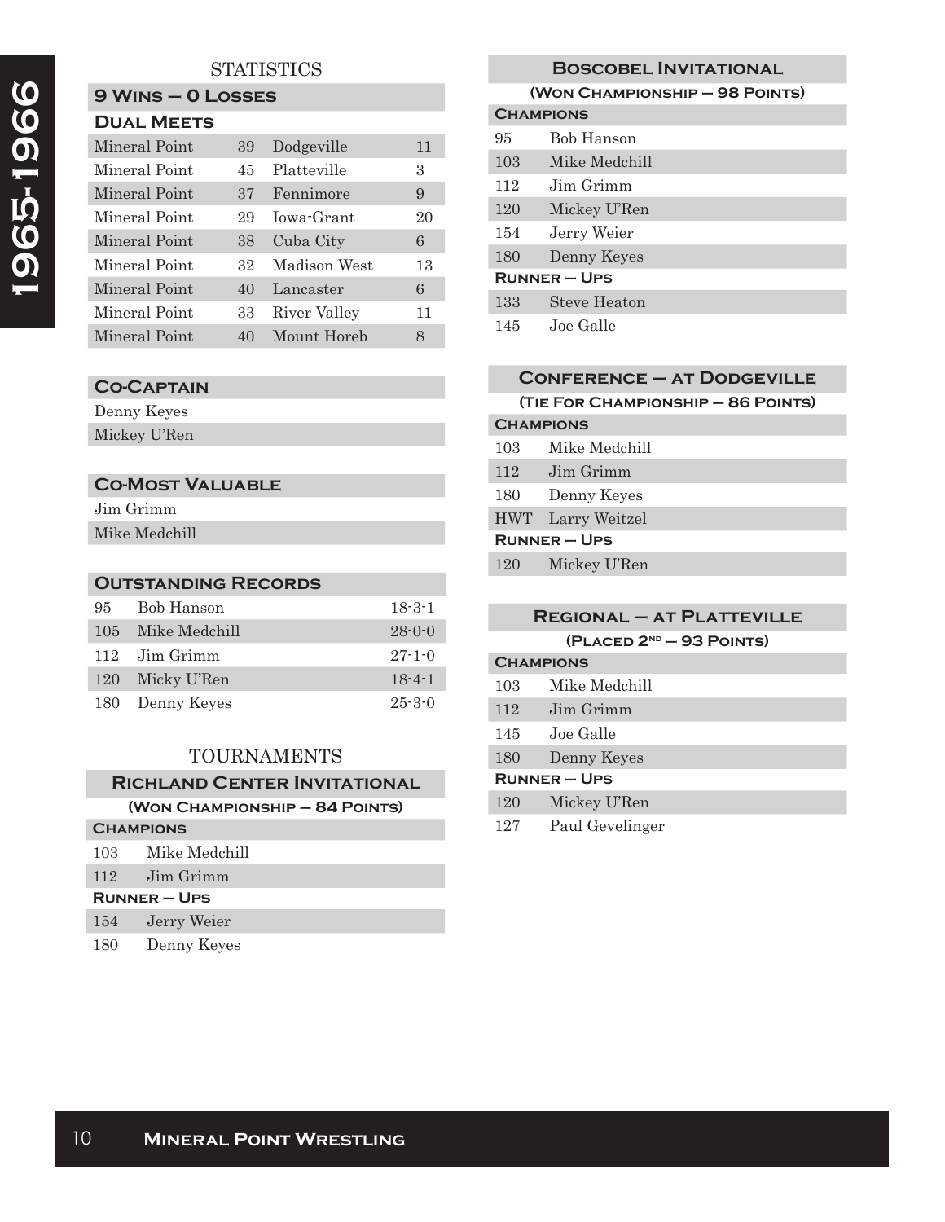# 1965-1966

## STATISTICS

### 9 Wins — 0 Losses

#### Dual Meets

| | | | |
|---|---|---|---|
| Mineral Point | 39 | Dodgeville | 11 |
| Mineral Point | 45 | Platteville | 3 |
| Mineral Point | 37 | Fennimore | 9 |
| Mineral Point | 29 | Iowa-Grant | 20 |
| Mineral Point | 38 | Cuba City | 6 |
| Mineral Point | 32 | Madison West | 13 |
| Mineral Point | 40 | Lancaster | 6 |
| Mineral Point | 33 | River Valley | 11 |
| Mineral Point | 40 | Mount Horeb | 8 |

### Co-Captain

Denny Keyes
Mickey U'Ren

### Co-Most Valuable

Jim Grimm
Mike Medchill

### Outstanding Records

| | | |
|---|---|---|
| 95 | Bob Hanson | 18-3-1 |
| 105 | Mike Medchill | 28-0-0 |
| 112 | Jim Grimm | 27-1-0 |
| 120 | Micky U'Ren | 18-4-1 |
| 180 | Denny Keyes | 25-3-0 |

## TOURNAMENTS

### Richland Center Invitational

**(Won Championship – 84 Points)**

**Champions**

| | |
|---|---|
| 103 | Mike Medchill |
| 112 | Jim Grimm |

**Runner – Ups**

| | |
|---|---|
| 154 | Jerry Weier |
| 180 | Denny Keyes |

### Boscobel Invitational

**(Won Championship – 98 Points)**

**Champions**

| | |
|---|---|
| 95 | Bob Hanson |
| 103 | Mike Medchill |
| 112 | Jim Grimm |
| 120 | Mickey U'Ren |
| 154 | Jerry Weier |
| 180 | Denny Keyes |

**Runner – Ups**

| | |
|---|---|
| 133 | Steve Heaton |
| 145 | Joe Galle |

### Conference – at Dodgeville

**(Tie for Championship – 86 Points)**

**Champions**

| | |
|---|---|
| 103 | Mike Medchill |
| 112 | Jim Grimm |
| 180 | Denny Keyes |
| HWT | Larry Weitzel |

**Runner – Ups**

| | |
|---|---|
| 120 | Mickey U'Ren |

### Regional – at Platteville

**(Placed 2nd – 93 Points)**

**Champions**

| | |
|---|---|
| 103 | Mike Medchill |
| 112 | Jim Grimm |
| 145 | Joe Galle |
| 180 | Denny Keyes |

**Runner – Ups**

| | |
|---|---|
| 120 | Mickey U'Ren |
| 127 | Paul Gevelinger |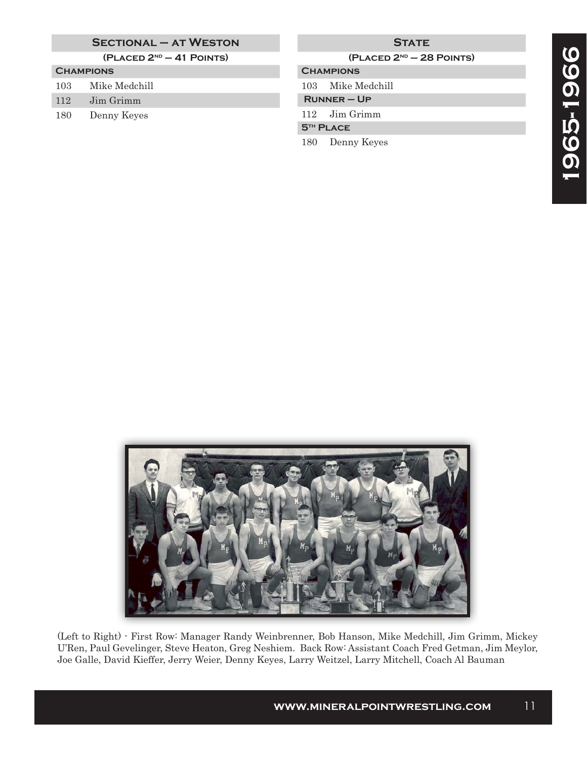## Sectional – at Weston

**(Placed 2nd – 41 Points)**

| Champions | |
|---|---|
| 103 | Mike Medchill |
| 112 | Jim Grimm |
| 180 | Denny Keyes |

## State

**(Placed 2nd – 28 Points)**

| Champions | |
|---|---|
| 103 | Mike Medchill |
| **Runner – Up** | |
| 112 | Jim Grimm |
| **5th Place** | |
| 180 | Denny Keyes |

(Left to Right) - First Row: Manager Randy Weinbrenner, Bob Hanson, Mike Medchill, Jim Grimm, Mickey U'Ren, Paul Gevelinger, Steve Heaton, Greg Neshiem. Back Row: Assistant Coach Fred Getman, Jim Meylor, Joe Galle, David Kieffer, Jerry Weier, Denny Keyes, Larry Weitzel, Larry Mitchell, Coach Al Bauman